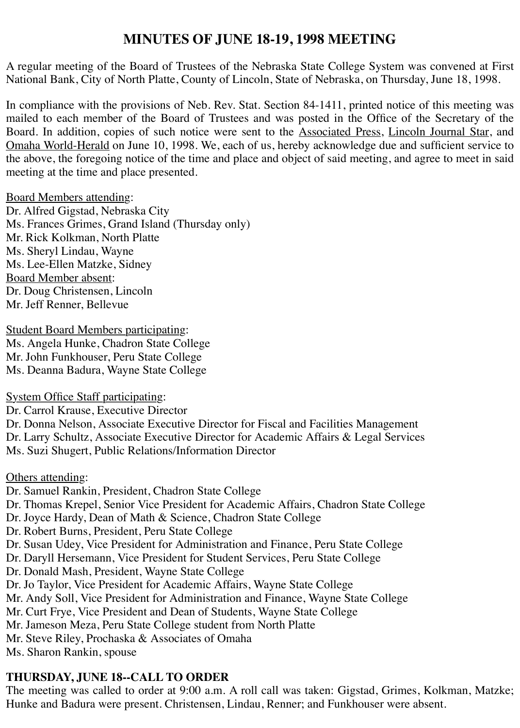# MINUTES OF JUNE 18-19, 1998 MEETING

A regular meeting of the Board of Trustees of the Nebraska State College System was convened at First National Bank, City of North Platte, County of Lincoln, State of Nebraska, on Thursday, June 18, 1998.

In compliance with the provisions of Neb. Rev. Stat. Section 84-1411, printed notice of this meeting was mailed to each member of the Board of Trustees and was posted in the Office of the Secretary of the Board. In addition, copies of such notice were sent to the Associated Press, Lincoln Journal Star, and Omaha World-Herald on June 10, 1998. We, each of us, hereby acknowledge due and sufficient service to the above, the foregoing notice of the time and place and object of said meeting, and agree to meet in said meeting at the time and place presented.

Board Members attending:
Dr. Alfred Gigstad, Nebraska City
Ms. Frances Grimes, Grand Island (Thursday only)
Mr. Rick Kolkman, North Platte
Ms. Sheryl Lindau, Wayne
Ms. Lee-Ellen Matzke, Sidney
Board Member absent:
Dr. Doug Christensen, Lincoln
Mr. Jeff Renner, Bellevue

Student Board Members participating:
Ms. Angela Hunke, Chadron State College
Mr. John Funkhouser, Peru State College
Ms. Deanna Badura, Wayne State College

System Office Staff participating:
Dr. Carrol Krause, Executive Director
Dr. Donna Nelson, Associate Executive Director for Fiscal and Facilities Management
Dr. Larry Schultz, Associate Executive Director for Academic Affairs & Legal Services
Ms. Suzi Shugert, Public Relations/Information Director

Others attending:
Dr. Samuel Rankin, President, Chadron State College
Dr. Thomas Krepel, Senior Vice President for Academic Affairs, Chadron State College
Dr. Joyce Hardy, Dean of Math & Science, Chadron State College
Dr. Robert Burns, President, Peru State College
Dr. Susan Udey, Vice President for Administration and Finance, Peru State College
Dr. Daryll Hersemann, Vice President for Student Services, Peru State College
Dr. Donald Mash, President, Wayne State College
Dr. Jo Taylor, Vice President for Academic Affairs, Wayne State College
Mr. Andy Soll, Vice President for Administration and Finance, Wayne State College
Mr. Curt Frye, Vice President and Dean of Students, Wayne State College
Mr. Jameson Meza, Peru State College student from North Platte
Mr. Steve Riley, Prochaska & Associates of Omaha
Ms. Sharon Rankin, spouse

**THURSDAY, JUNE 18--CALL TO ORDER**

The meeting was called to order at 9:00 a.m. A roll call was taken: Gigstad, Grimes, Kolkman, Matzke; Hunke and Badura were present. Christensen, Lindau, Renner; and Funkhouser were absent.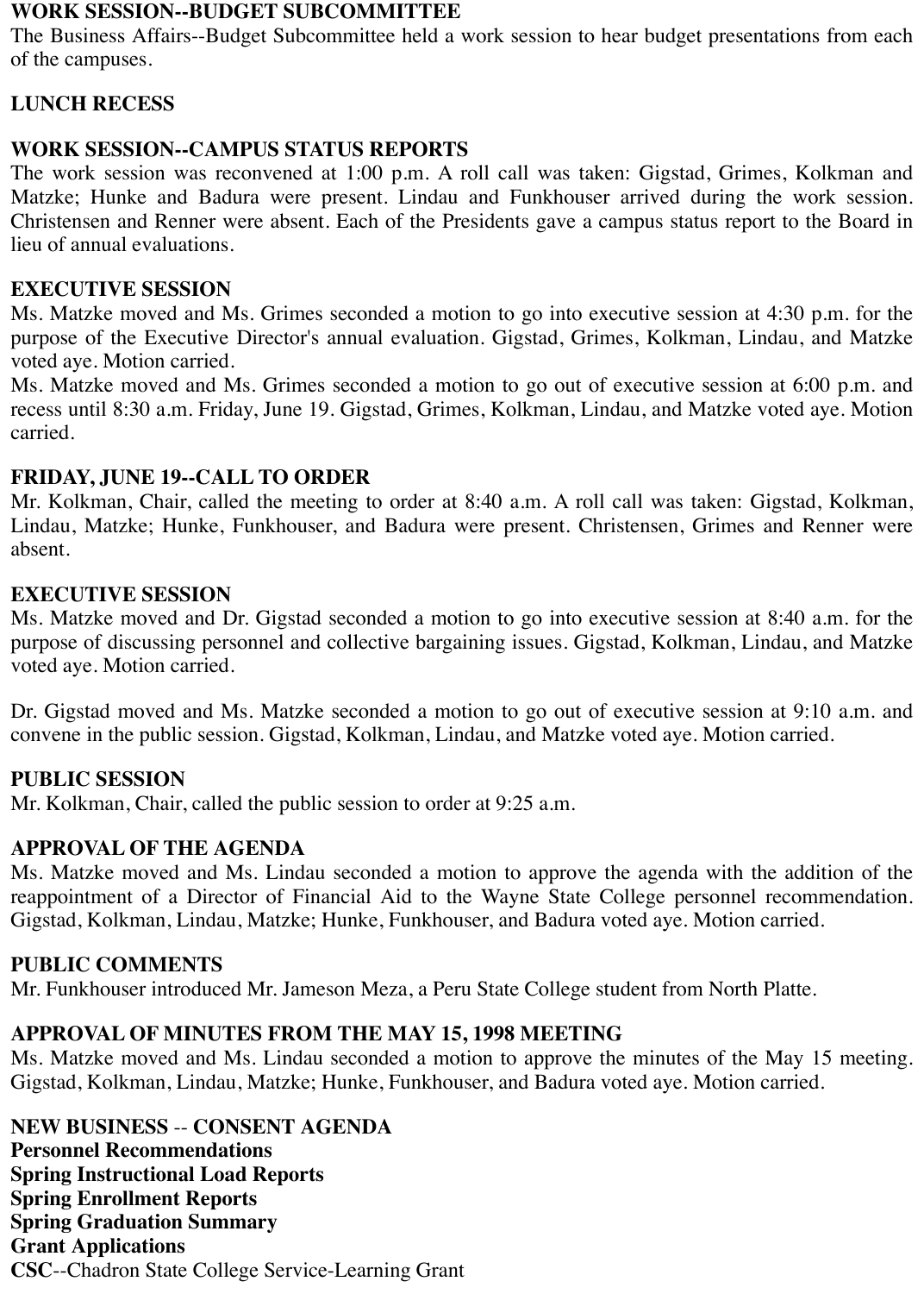**WORK SESSION--BUDGET SUBCOMMITTEE**
The Business Affairs--Budget Subcommittee held a work session to hear budget presentations from each of the campuses.

**LUNCH RECESS**

**WORK SESSION--CAMPUS STATUS REPORTS**
The work session was reconvened at 1:00 p.m. A roll call was taken: Gigstad, Grimes, Kolkman and Matzke; Hunke and Badura were present. Lindau and Funkhouser arrived during the work session. Christensen and Renner were absent. Each of the Presidents gave a campus status report to the Board in lieu of annual evaluations.

**EXECUTIVE SESSION**
Ms. Matzke moved and Ms. Grimes seconded a motion to go into executive session at 4:30 p.m. for the purpose of the Executive Director's annual evaluation. Gigstad, Grimes, Kolkman, Lindau, and Matzke voted aye. Motion carried.
Ms. Matzke moved and Ms. Grimes seconded a motion to go out of executive session at 6:00 p.m. and recess until 8:30 a.m. Friday, June 19. Gigstad, Grimes, Kolkman, Lindau, and Matzke voted aye. Motion carried.

**FRIDAY, JUNE 19--CALL TO ORDER**
Mr. Kolkman, Chair, called the meeting to order at 8:40 a.m. A roll call was taken: Gigstad, Kolkman, Lindau, Matzke; Hunke, Funkhouser, and Badura were present. Christensen, Grimes and Renner were absent.

**EXECUTIVE SESSION**
Ms. Matzke moved and Dr. Gigstad seconded a motion to go into executive session at 8:40 a.m. for the purpose of discussing personnel and collective bargaining issues. Gigstad, Kolkman, Lindau, and Matzke voted aye. Motion carried.

Dr. Gigstad moved and Ms. Matzke seconded a motion to go out of executive session at 9:10 a.m. and convene in the public session. Gigstad, Kolkman, Lindau, and Matzke voted aye. Motion carried.

**PUBLIC SESSION**
Mr. Kolkman, Chair, called the public session to order at 9:25 a.m.

**APPROVAL OF THE AGENDA**
Ms. Matzke moved and Ms. Lindau seconded a motion to approve the agenda with the addition of the reappointment of a Director of Financial Aid to the Wayne State College personnel recommendation. Gigstad, Kolkman, Lindau, Matzke; Hunke, Funkhouser, and Badura voted aye. Motion carried.

**PUBLIC COMMENTS**
Mr. Funkhouser introduced Mr. Jameson Meza, a Peru State College student from North Platte.

**APPROVAL OF MINUTES FROM THE MAY 15, 1998 MEETING**
Ms. Matzke moved and Ms. Lindau seconded a motion to approve the minutes of the May 15 meeting. Gigstad, Kolkman, Lindau, Matzke; Hunke, Funkhouser, and Badura voted aye. Motion carried.

**NEW BUSINESS -- CONSENT AGENDA**
**Personnel Recommendations**
**Spring Instructional Load Reports**
**Spring Enrollment Reports**
**Spring Graduation Summary**
**Grant Applications**
**CSC**--Chadron State College Service-Learning Grant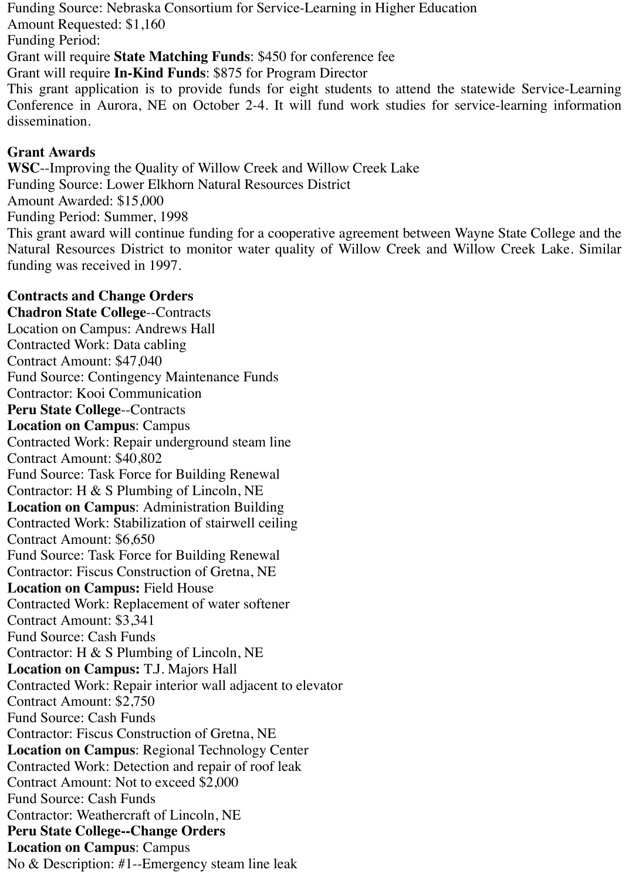Funding Source: Nebraska Consortium for Service-Learning in Higher Education
Amount Requested: $1,160
Funding Period:
Grant will require **State Matching Funds**: $450 for conference fee
Grant will require **In-Kind Funds**: $875 for Program Director
This grant application is to provide funds for eight students to attend the statewide Service-Learning Conference in Aurora, NE on October 2-4. It will fund work studies for service-learning information dissemination.

**Grant Awards**
**WSC**--Improving the Quality of Willow Creek and Willow Creek Lake
Funding Source: Lower Elkhorn Natural Resources District
Amount Awarded: $15,000
Funding Period: Summer, 1998
This grant award will continue funding for a cooperative agreement between Wayne State College and the Natural Resources District to monitor water quality of Willow Creek and Willow Creek Lake. Similar funding was received in 1997.

**Contracts and Change Orders**
**Chadron State College**--Contracts
Location on Campus: Andrews Hall
Contracted Work: Data cabling
Contract Amount: $47,040
Fund Source: Contingency Maintenance Funds
Contractor: Kooi Communication
**Peru State College**--Contracts
**Location on Campus**: Campus
Contracted Work: Repair underground steam line
Contract Amount: $40,802
Fund Source: Task Force for Building Renewal
Contractor: H & S Plumbing of Lincoln, NE
**Location on Campus**: Administration Building
Contracted Work: Stabilization of stairwell ceiling
Contract Amount: $6,650
Fund Source: Task Force for Building Renewal
Contractor: Fiscus Construction of Gretna, NE
**Location on Campus:** Field House
Contracted Work: Replacement of water softener
Contract Amount: $3,341
Fund Source: Cash Funds
Contractor: H & S Plumbing of Lincoln, NE
**Location on Campus:** T.J. Majors Hall
Contracted Work: Repair interior wall adjacent to elevator
Contract Amount: $2,750
Fund Source: Cash Funds
Contractor: Fiscus Construction of Gretna, NE
**Location on Campus**: Regional Technology Center
Contracted Work: Detection and repair of roof leak
Contract Amount: Not to exceed $2,000
Fund Source: Cash Funds
Contractor: Weathercraft of Lincoln, NE
**Peru State College--Change Orders**
**Location on Campus**: Campus
No & Description: #1--Emergency steam line leak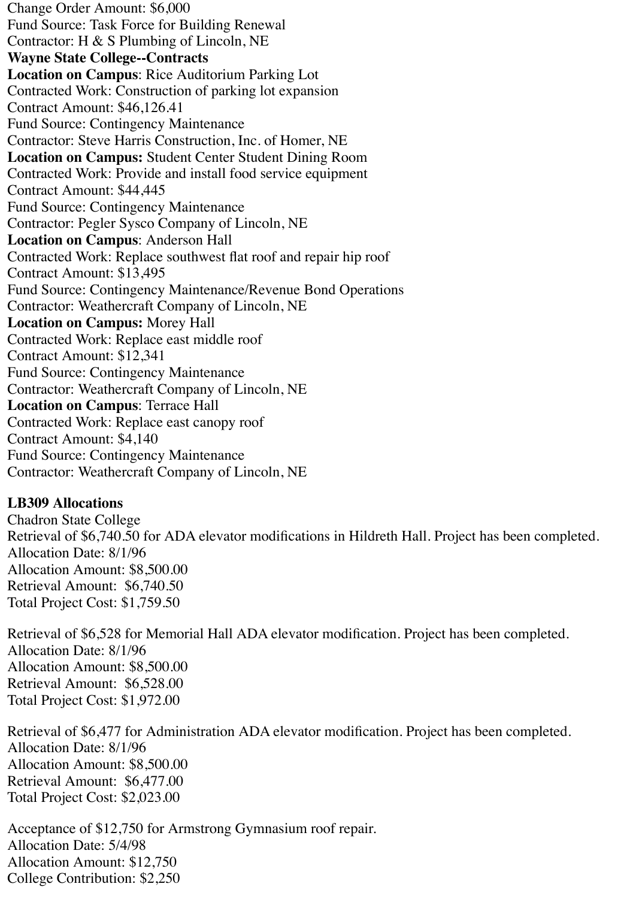Change Order Amount: $6,000
Fund Source: Task Force for Building Renewal
Contractor: H & S Plumbing of Lincoln, NE

**Wayne State College--Contracts**

**Location on Campus**: Rice Auditorium Parking Lot
Contracted Work: Construction of parking lot expansion
Contract Amount: $46,126.41
Fund Source: Contingency Maintenance
Contractor: Steve Harris Construction, Inc. of Homer, NE

**Location on Campus:** Student Center Student Dining Room
Contracted Work: Provide and install food service equipment
Contract Amount: $44,445
Fund Source: Contingency Maintenance
Contractor: Pegler Sysco Company of Lincoln, NE

**Location on Campus**: Anderson Hall
Contracted Work: Replace southwest flat roof and repair hip roof
Contract Amount: $13,495
Fund Source: Contingency Maintenance/Revenue Bond Operations
Contractor: Weathercraft Company of Lincoln, NE

**Location on Campus:** Morey Hall
Contracted Work: Replace east middle roof
Contract Amount: $12,341
Fund Source: Contingency Maintenance
Contractor: Weathercraft Company of Lincoln, NE

**Location on Campus**: Terrace Hall
Contracted Work: Replace east canopy roof
Contract Amount: $4,140
Fund Source: Contingency Maintenance
Contractor: Weathercraft Company of Lincoln, NE

**LB309 Allocations**

Chadron State College

Retrieval of $6,740.50 for ADA elevator modifications in Hildreth Hall. Project has been completed.
Allocation Date: 8/1/96
Allocation Amount: $8,500.00
Retrieval Amount: $6,740.50
Total Project Cost: $1,759.50

Retrieval of $6,528 for Memorial Hall ADA elevator modification. Project has been completed.
Allocation Date: 8/1/96
Allocation Amount: $8,500.00
Retrieval Amount: $6,528.00
Total Project Cost: $1,972.00

Retrieval of $6,477 for Administration ADA elevator modification. Project has been completed.
Allocation Date: 8/1/96
Allocation Amount: $8,500.00
Retrieval Amount: $6,477.00
Total Project Cost: $2,023.00

Acceptance of $12,750 for Armstrong Gymnasium roof repair.
Allocation Date: 5/4/98
Allocation Amount: $12,750
College Contribution: $2,250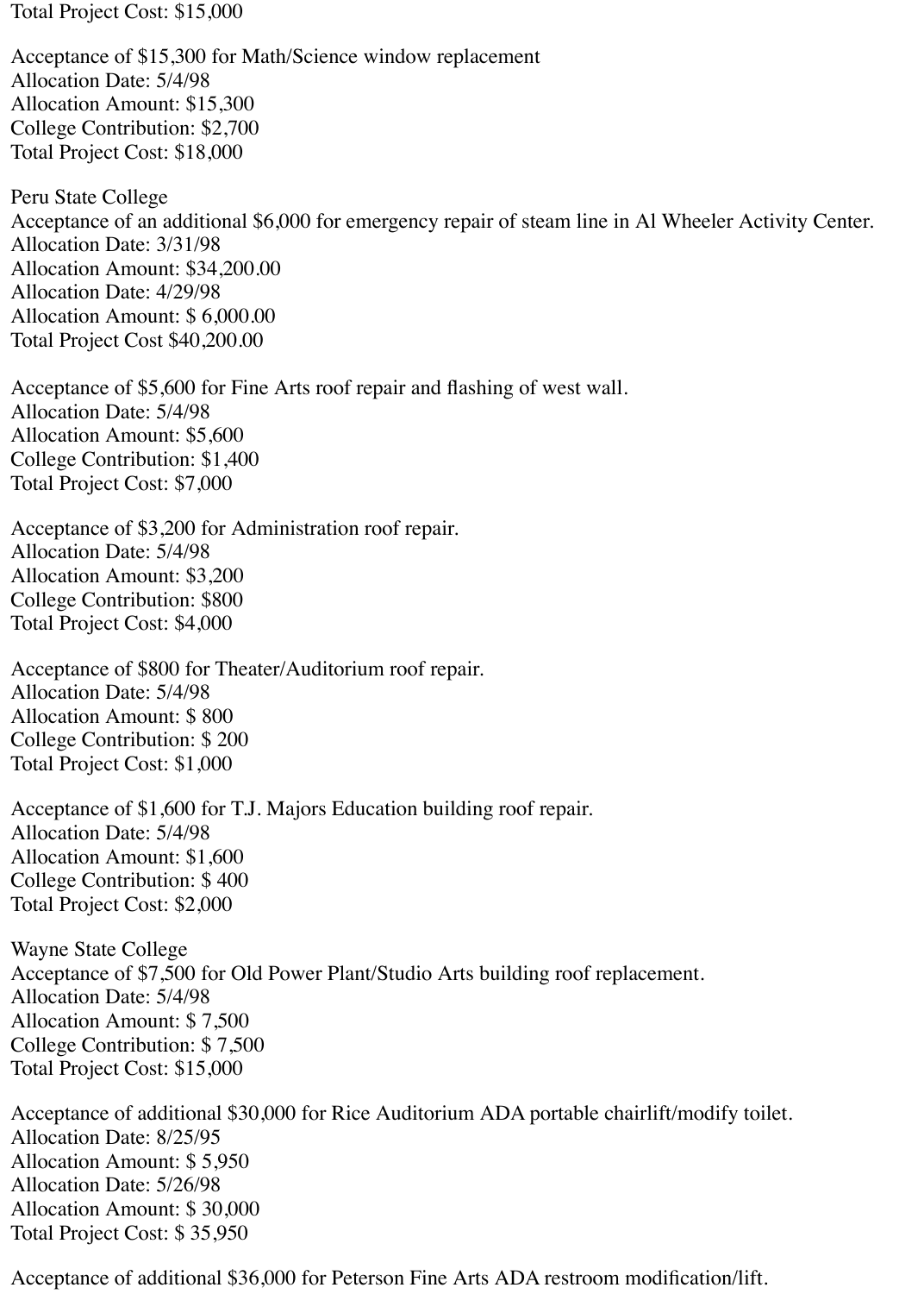Total Project Cost: $15,000

Acceptance of $15,300 for Math/Science window replacement
Allocation Date: 5/4/98
Allocation Amount: $15,300
College Contribution: $2,700
Total Project Cost: $18,000

Peru State College
Acceptance of an additional $6,000 for emergency repair of steam line in Al Wheeler Activity Center.
Allocation Date: 3/31/98
Allocation Amount: $34,200.00
Allocation Date: 4/29/98
Allocation Amount: $ 6,000.00
Total Project Cost $40,200.00

Acceptance of $5,600 for Fine Arts roof repair and flashing of west wall.
Allocation Date: 5/4/98
Allocation Amount: $5,600
College Contribution: $1,400
Total Project Cost: $7,000

Acceptance of $3,200 for Administration roof repair.
Allocation Date: 5/4/98
Allocation Amount: $3,200
College Contribution: $800
Total Project Cost: $4,000

Acceptance of $800 for Theater/Auditorium roof repair.
Allocation Date: 5/4/98
Allocation Amount: $ 800
College Contribution: $ 200
Total Project Cost: $1,000

Acceptance of $1,600 for T.J. Majors Education building roof repair.
Allocation Date: 5/4/98
Allocation Amount: $1,600
College Contribution: $ 400
Total Project Cost: $2,000

Wayne State College
Acceptance of $7,500 for Old Power Plant/Studio Arts building roof replacement.
Allocation Date: 5/4/98
Allocation Amount: $ 7,500
College Contribution: $ 7,500
Total Project Cost: $15,000

Acceptance of additional $30,000 for Rice Auditorium ADA portable chairlift/modify toilet.
Allocation Date: 8/25/95
Allocation Amount: $ 5,950
Allocation Date: 5/26/98
Allocation Amount: $ 30,000
Total Project Cost: $ 35,950

Acceptance of additional $36,000 for Peterson Fine Arts ADA restroom modification/lift.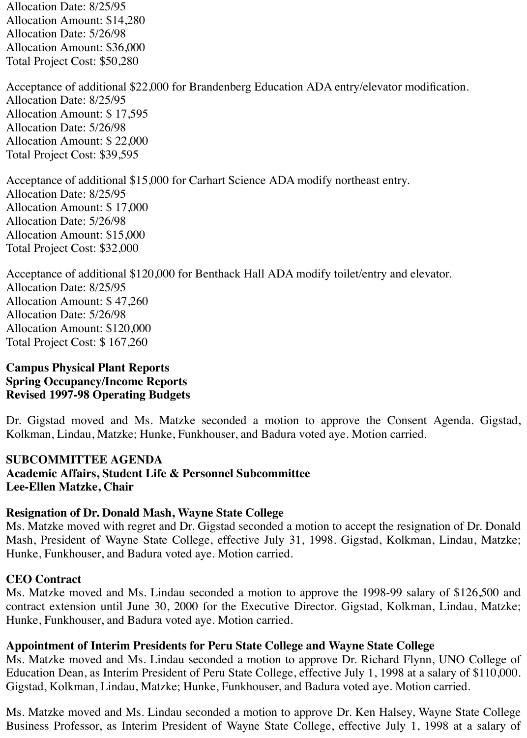Allocation Date: 8/25/95
Allocation Amount: $14,280
Allocation Date: 5/26/98
Allocation Amount: $36,000
Total Project Cost: $50,280

Acceptance of additional $22,000 for Brandenberg Education ADA entry/elevator modification.
Allocation Date: 8/25/95
Allocation Amount: $ 17,595
Allocation Date: 5/26/98
Allocation Amount: $ 22,000
Total Project Cost: $39,595

Acceptance of additional $15,000 for Carhart Science ADA modify northeast entry.
Allocation Date: 8/25/95
Allocation Amount: $ 17,000
Allocation Date: 5/26/98
Allocation Amount: $15,000
Total Project Cost: $32,000

Acceptance of additional $120,000 for Benthack Hall ADA modify toilet/entry and elevator.
Allocation Date: 8/25/95
Allocation Amount: $ 47,260
Allocation Date: 5/26/98
Allocation Amount: $120,000
Total Project Cost: $ 167,260

**Campus Physical Plant Reports**
**Spring Occupancy/Income Reports**
**Revised 1997-98 Operating Budgets**

Dr. Gigstad moved and Ms. Matzke seconded a motion to approve the Consent Agenda. Gigstad, Kolkman, Lindau, Matzke; Hunke, Funkhouser, and Badura voted aye. Motion carried.

**SUBCOMMITTEE AGENDA**
**Academic Affairs, Student Life & Personnel Subcommittee**
**Lee-Ellen Matzke, Chair**

**Resignation of Dr. Donald Mash, Wayne State College**
Ms. Matzke moved with regret and Dr. Gigstad seconded a motion to accept the resignation of Dr. Donald Mash, President of Wayne State College, effective July 31, 1998. Gigstad, Kolkman, Lindau, Matzke; Hunke, Funkhouser, and Badura voted aye. Motion carried.

**CEO Contract**
Ms. Matzke moved and Ms. Lindau seconded a motion to approve the 1998-99 salary of $126,500 and contract extension until June 30, 2000 for the Executive Director. Gigstad, Kolkman, Lindau, Matzke; Hunke, Funkhouser, and Badura voted aye. Motion carried.

**Appointment of Interim Presidents for Peru State College and Wayne State College**
Ms. Matzke moved and Ms. Lindau seconded a motion to approve Dr. Richard Flynn, UNO College of Education Dean, as Interim President of Peru State College, effective July 1, 1998 at a salary of $110,000. Gigstad, Kolkman, Lindau, Matzke; Hunke, Funkhouser, and Badura voted aye. Motion carried.

Ms. Matzke moved and Ms. Lindau seconded a motion to approve Dr. Ken Halsey, Wayne State College Business Professor, as Interim President of Wayne State College, effective July 1, 1998 at a salary of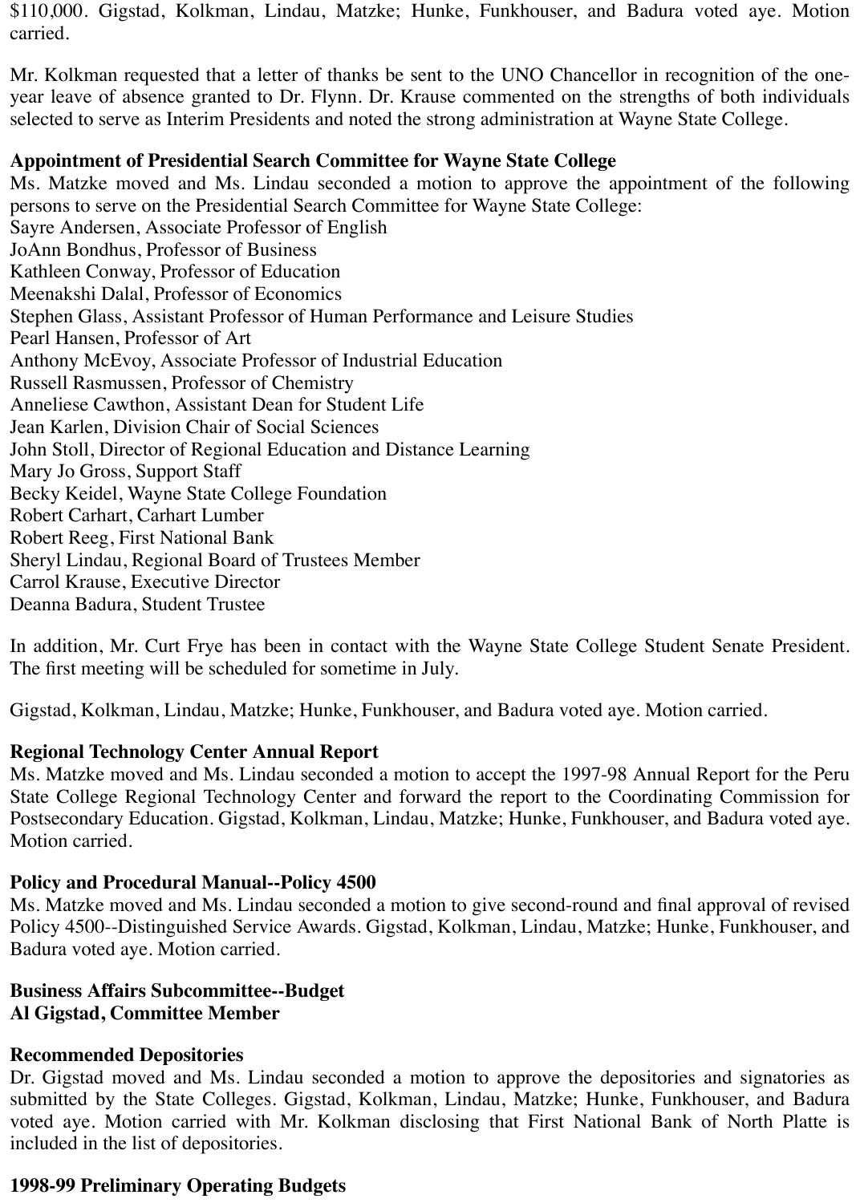$110,000. Gigstad, Kolkman, Lindau, Matzke; Hunke, Funkhouser, and Badura voted aye. Motion carried.

Mr. Kolkman requested that a letter of thanks be sent to the UNO Chancellor in recognition of the one-year leave of absence granted to Dr. Flynn. Dr. Krause commented on the strengths of both individuals selected to serve as Interim Presidents and noted the strong administration at Wayne State College.

**Appointment of Presidential Search Committee for Wayne State College**
Ms. Matzke moved and Ms. Lindau seconded a motion to approve the appointment of the following persons to serve on the Presidential Search Committee for Wayne State College:
Sayre Andersen, Associate Professor of English
JoAnn Bondhus, Professor of Business
Kathleen Conway, Professor of Education
Meenakshi Dalal, Professor of Economics
Stephen Glass, Assistant Professor of Human Performance and Leisure Studies
Pearl Hansen, Professor of Art
Anthony McEvoy, Associate Professor of Industrial Education
Russell Rasmussen, Professor of Chemistry
Anneliese Cawthon, Assistant Dean for Student Life
Jean Karlen, Division Chair of Social Sciences
John Stoll, Director of Regional Education and Distance Learning
Mary Jo Gross, Support Staff
Becky Keidel, Wayne State College Foundation
Robert Carhart, Carhart Lumber
Robert Reeg, First National Bank
Sheryl Lindau, Regional Board of Trustees Member
Carrol Krause, Executive Director
Deanna Badura, Student Trustee

In addition, Mr. Curt Frye has been in contact with the Wayne State College Student Senate President. The first meeting will be scheduled for sometime in July.

Gigstad, Kolkman, Lindau, Matzke; Hunke, Funkhouser, and Badura voted aye. Motion carried.

**Regional Technology Center Annual Report**
Ms. Matzke moved and Ms. Lindau seconded a motion to accept the 1997-98 Annual Report for the Peru State College Regional Technology Center and forward the report to the Coordinating Commission for Postsecondary Education. Gigstad, Kolkman, Lindau, Matzke; Hunke, Funkhouser, and Badura voted aye. Motion carried.

**Policy and Procedural Manual--Policy 4500**
Ms. Matzke moved and Ms. Lindau seconded a motion to give second-round and final approval of revised Policy 4500--Distinguished Service Awards. Gigstad, Kolkman, Lindau, Matzke; Hunke, Funkhouser, and Badura voted aye. Motion carried.

**Business Affairs Subcommittee--Budget**
**Al Gigstad, Committee Member**

**Recommended Depositories**
Dr. Gigstad moved and Ms. Lindau seconded a motion to approve the depositories and signatories as submitted by the State Colleges. Gigstad, Kolkman, Lindau, Matzke; Hunke, Funkhouser, and Badura voted aye. Motion carried with Mr. Kolkman disclosing that First National Bank of North Platte is included in the list of depositories.

**1998-99 Preliminary Operating Budgets**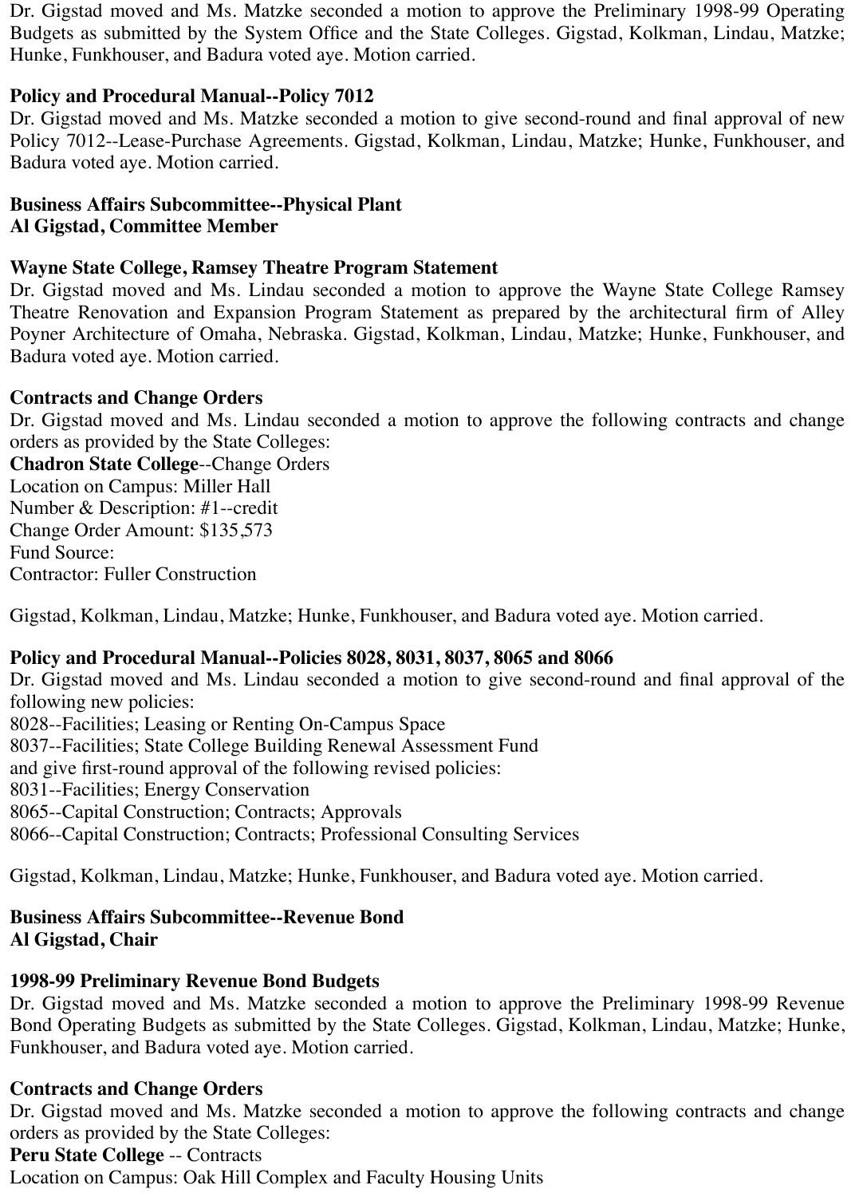Dr. Gigstad moved and Ms. Matzke seconded a motion to approve the Preliminary 1998-99 Operating Budgets as submitted by the System Office and the State Colleges. Gigstad, Kolkman, Lindau, Matzke; Hunke, Funkhouser, and Badura voted aye. Motion carried.

**Policy and Procedural Manual--Policy 7012**
Dr. Gigstad moved and Ms. Matzke seconded a motion to give second-round and final approval of new Policy 7012--Lease-Purchase Agreements. Gigstad, Kolkman, Lindau, Matzke; Hunke, Funkhouser, and Badura voted aye. Motion carried.

**Business Affairs Subcommittee--Physical Plant**
**Al Gigstad, Committee Member**

**Wayne State College, Ramsey Theatre Program Statement**
Dr. Gigstad moved and Ms. Lindau seconded a motion to approve the Wayne State College Ramsey Theatre Renovation and Expansion Program Statement as prepared by the architectural firm of Alley Poyner Architecture of Omaha, Nebraska. Gigstad, Kolkman, Lindau, Matzke; Hunke, Funkhouser, and Badura voted aye. Motion carried.

**Contracts and Change Orders**
Dr. Gigstad moved and Ms. Lindau seconded a motion to approve the following contracts and change orders as provided by the State Colleges:
**Chadron State College**--Change Orders
Location on Campus: Miller Hall
Number & Description: #1--credit
Change Order Amount: $135,573
Fund Source:
Contractor: Fuller Construction

Gigstad, Kolkman, Lindau, Matzke; Hunke, Funkhouser, and Badura voted aye. Motion carried.

**Policy and Procedural Manual--Policies 8028, 8031, 8037, 8065 and 8066**
Dr. Gigstad moved and Ms. Lindau seconded a motion to give second-round and final approval of the following new policies:
8028--Facilities; Leasing or Renting On-Campus Space
8037--Facilities; State College Building Renewal Assessment Fund
and give first-round approval of the following revised policies:
8031--Facilities; Energy Conservation
8065--Capital Construction; Contracts; Approvals
8066--Capital Construction; Contracts; Professional Consulting Services

Gigstad, Kolkman, Lindau, Matzke; Hunke, Funkhouser, and Badura voted aye. Motion carried.

**Business Affairs Subcommittee--Revenue Bond**
**Al Gigstad, Chair**

**1998-99 Preliminary Revenue Bond Budgets**
Dr. Gigstad moved and Ms. Matzke seconded a motion to approve the Preliminary 1998-99 Revenue Bond Operating Budgets as submitted by the State Colleges. Gigstad, Kolkman, Lindau, Matzke; Hunke, Funkhouser, and Badura voted aye. Motion carried.

**Contracts and Change Orders**
Dr. Gigstad moved and Ms. Matzke seconded a motion to approve the following contracts and change orders as provided by the State Colleges:
**Peru State College** -- Contracts
Location on Campus: Oak Hill Complex and Faculty Housing Units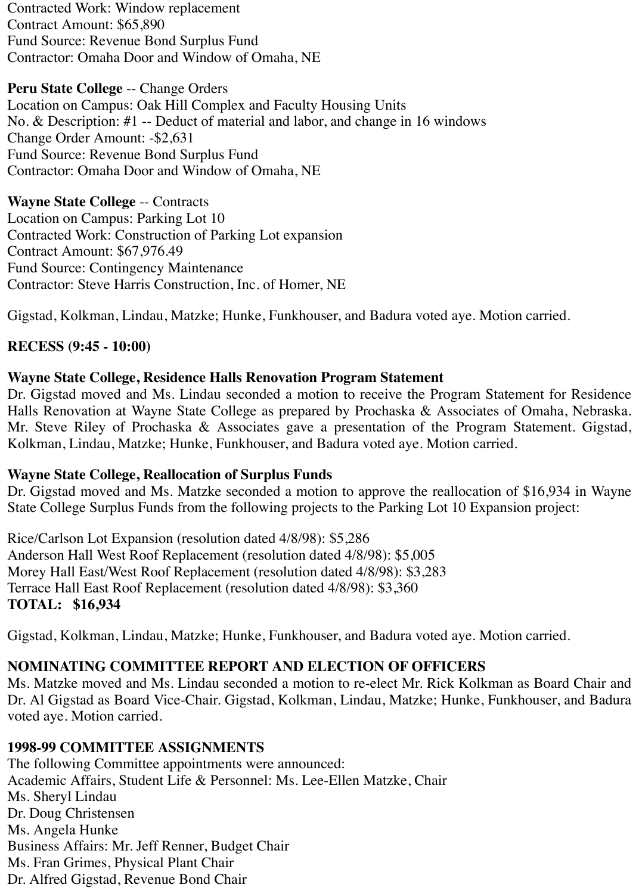Contracted Work: Window replacement
Contract Amount: $65,890
Fund Source: Revenue Bond Surplus Fund
Contractor: Omaha Door and Window of Omaha, NE

**Peru State College** -- Change Orders
Location on Campus: Oak Hill Complex and Faculty Housing Units
No. & Description: #1 -- Deduct of material and labor, and change in 16 windows
Change Order Amount: -$2,631
Fund Source: Revenue Bond Surplus Fund
Contractor: Omaha Door and Window of Omaha, NE

**Wayne State College** -- Contracts
Location on Campus: Parking Lot 10
Contracted Work: Construction of Parking Lot expansion
Contract Amount: $67,976.49
Fund Source: Contingency Maintenance
Contractor: Steve Harris Construction, Inc. of Homer, NE

Gigstad, Kolkman, Lindau, Matzke; Hunke, Funkhouser, and Badura voted aye. Motion carried.

**RECESS (9:45 - 10:00)**

**Wayne State College, Residence Halls Renovation Program Statement**
Dr. Gigstad moved and Ms. Lindau seconded a motion to receive the Program Statement for Residence Halls Renovation at Wayne State College as prepared by Prochaska & Associates of Omaha, Nebraska. Mr. Steve Riley of Prochaska & Associates gave a presentation of the Program Statement. Gigstad, Kolkman, Lindau, Matzke; Hunke, Funkhouser, and Badura voted aye. Motion carried.

**Wayne State College, Reallocation of Surplus Funds**
Dr. Gigstad moved and Ms. Matzke seconded a motion to approve the reallocation of $16,934 in Wayne State College Surplus Funds from the following projects to the Parking Lot 10 Expansion project:

Rice/Carlson Lot Expansion (resolution dated 4/8/98): $5,286
Anderson Hall West Roof Replacement (resolution dated 4/8/98): $5,005
Morey Hall East/West Roof Replacement (resolution dated 4/8/98): $3,283
Terrace Hall East Roof Replacement (resolution dated 4/8/98): $3,360
**TOTAL: $16,934**

Gigstad, Kolkman, Lindau, Matzke; Hunke, Funkhouser, and Badura voted aye. Motion carried.

**NOMINATING COMMITTEE REPORT AND ELECTION OF OFFICERS**
Ms. Matzke moved and Ms. Lindau seconded a motion to re-elect Mr. Rick Kolkman as Board Chair and Dr. Al Gigstad as Board Vice-Chair. Gigstad, Kolkman, Lindau, Matzke; Hunke, Funkhouser, and Badura voted aye. Motion carried.

**1998-99 COMMITTEE ASSIGNMENTS**
The following Committee appointments were announced:
Academic Affairs, Student Life & Personnel: Ms. Lee-Ellen Matzke, Chair
Ms. Sheryl Lindau
Dr. Doug Christensen
Ms. Angela Hunke
Business Affairs: Mr. Jeff Renner, Budget Chair
Ms. Fran Grimes, Physical Plant Chair
Dr. Alfred Gigstad, Revenue Bond Chair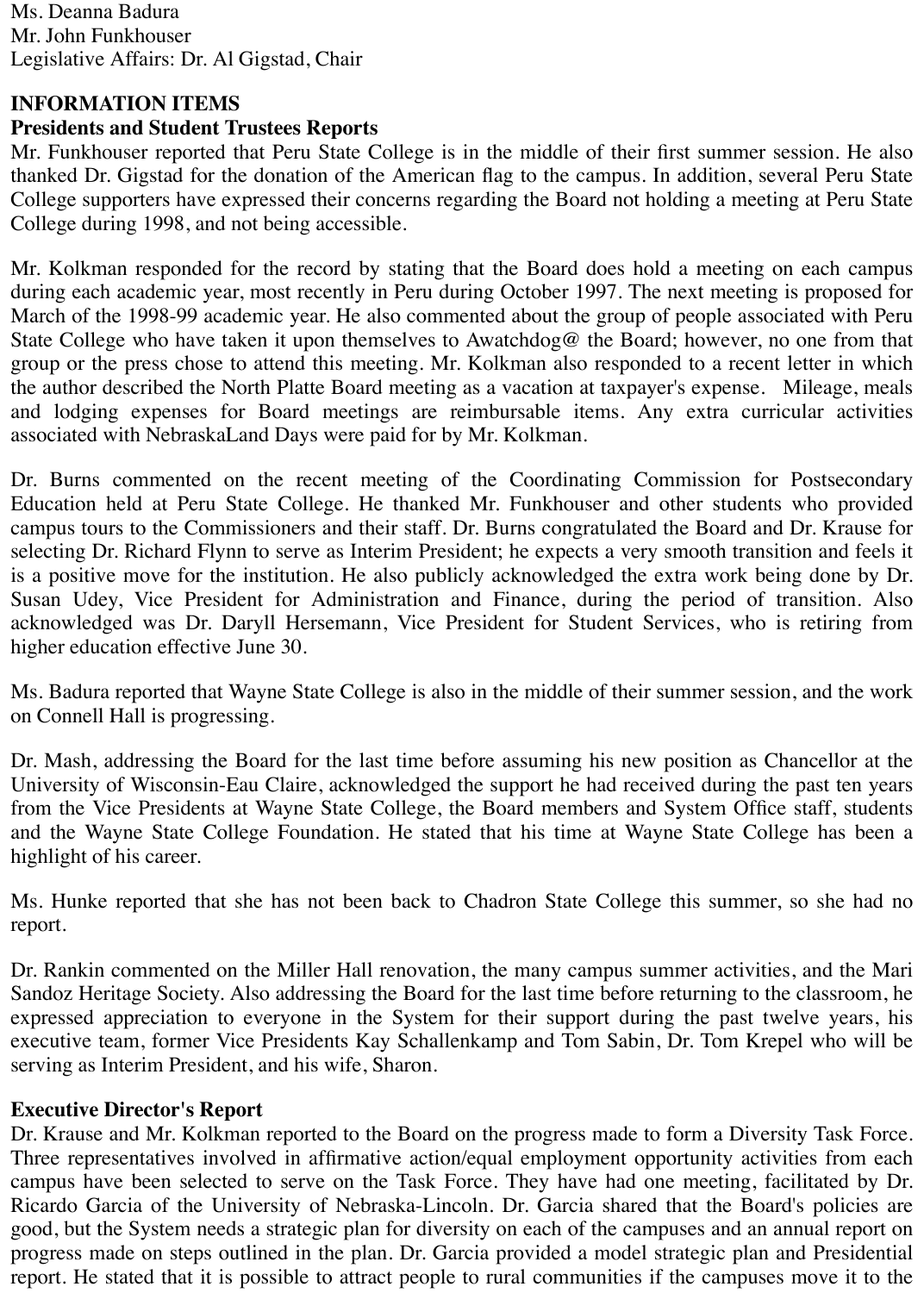Ms. Deanna Badura
Mr. John Funkhouser
Legislative Affairs: Dr. Al Gigstad, Chair

**INFORMATION ITEMS**
**Presidents and Student Trustees Reports**
Mr. Funkhouser reported that Peru State College is in the middle of their first summer session. He also thanked Dr. Gigstad for the donation of the American flag to the campus. In addition, several Peru State College supporters have expressed their concerns regarding the Board not holding a meeting at Peru State College during 1998, and not being accessible.

Mr. Kolkman responded for the record by stating that the Board does hold a meeting on each campus during each academic year, most recently in Peru during October 1997. The next meeting is proposed for March of the 1998-99 academic year. He also commented about the group of people associated with Peru State College who have taken it upon themselves to Awatchdog@ the Board; however, no one from that group or the press chose to attend this meeting. Mr. Kolkman also responded to a recent letter in which the author described the North Platte Board meeting as a vacation at taxpayer's expense. Mileage, meals and lodging expenses for Board meetings are reimbursable items. Any extra curricular activities associated with NebraskaLand Days were paid for by Mr. Kolkman.

Dr. Burns commented on the recent meeting of the Coordinating Commission for Postsecondary Education held at Peru State College. He thanked Mr. Funkhouser and other students who provided campus tours to the Commissioners and their staff. Dr. Burns congratulated the Board and Dr. Krause for selecting Dr. Richard Flynn to serve as Interim President; he expects a very smooth transition and feels it is a positive move for the institution. He also publicly acknowledged the extra work being done by Dr. Susan Udey, Vice President for Administration and Finance, during the period of transition. Also acknowledged was Dr. Daryll Hersemann, Vice President for Student Services, who is retiring from higher education effective June 30.

Ms. Badura reported that Wayne State College is also in the middle of their summer session, and the work on Connell Hall is progressing.

Dr. Mash, addressing the Board for the last time before assuming his new position as Chancellor at the University of Wisconsin-Eau Claire, acknowledged the support he had received during the past ten years from the Vice Presidents at Wayne State College, the Board members and System Office staff, students and the Wayne State College Foundation. He stated that his time at Wayne State College has been a highlight of his career.

Ms. Hunke reported that she has not been back to Chadron State College this summer, so she had no report.

Dr. Rankin commented on the Miller Hall renovation, the many campus summer activities, and the Mari Sandoz Heritage Society. Also addressing the Board for the last time before returning to the classroom, he expressed appreciation to everyone in the System for their support during the past twelve years, his executive team, former Vice Presidents Kay Schallenkamp and Tom Sabin, Dr. Tom Krepel who will be serving as Interim President, and his wife, Sharon.

**Executive Director's Report**
Dr. Krause and Mr. Kolkman reported to the Board on the progress made to form a Diversity Task Force. Three representatives involved in affirmative action/equal employment opportunity activities from each campus have been selected to serve on the Task Force. They have had one meeting, facilitated by Dr. Ricardo Garcia of the University of Nebraska-Lincoln. Dr. Garcia shared that the Board's policies are good, but the System needs a strategic plan for diversity on each of the campuses and an annual report on progress made on steps outlined in the plan. Dr. Garcia provided a model strategic plan and Presidential report. He stated that it is possible to attract people to rural communities if the campuses move it to the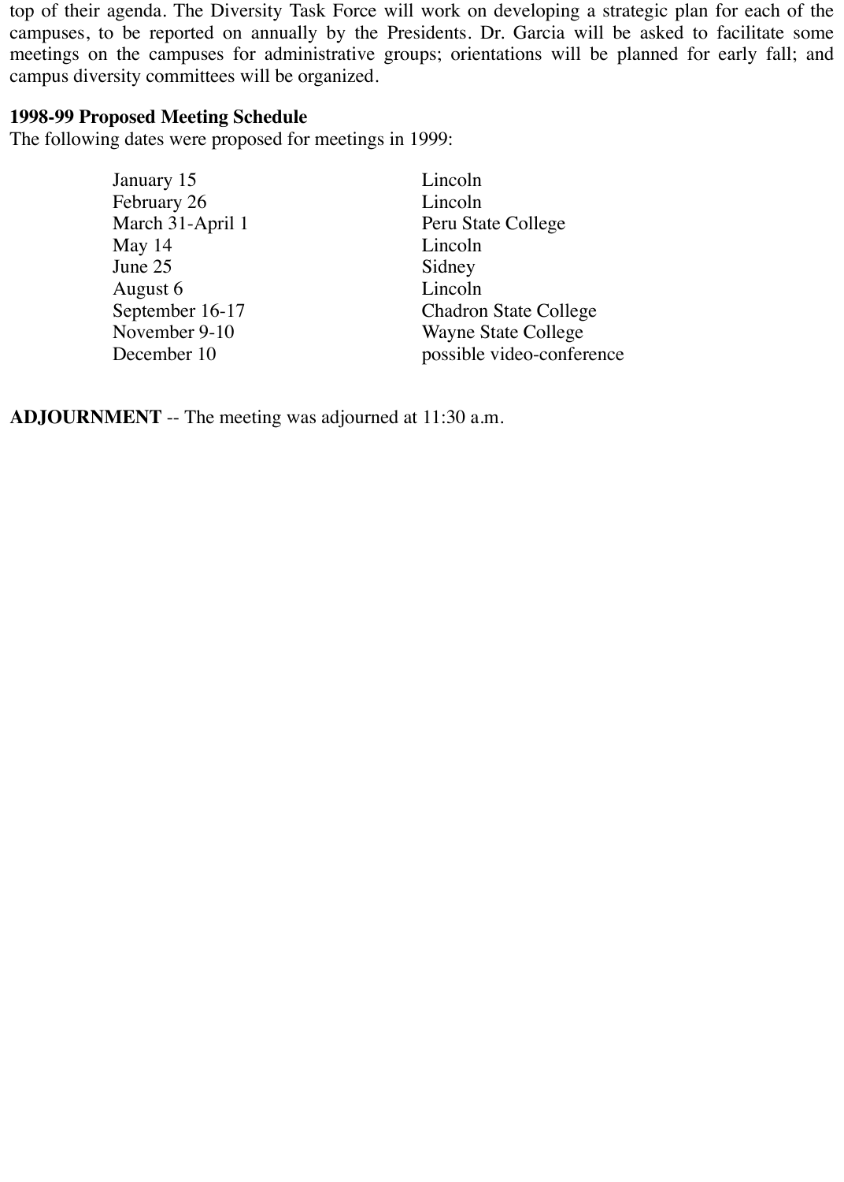top of their agenda. The Diversity Task Force will work on developing a strategic plan for each of the campuses, to be reported on annually by the Presidents. Dr. Garcia will be asked to facilitate some meetings on the campuses for administrative groups; orientations will be planned for early fall; and campus diversity committees will be organized.

**1998-99 Proposed Meeting Schedule**
The following dates were proposed for meetings in 1999:

| | |
|---|---|
| January 15 | Lincoln |
| February 26 | Lincoln |
| March 31-April 1 | Peru State College |
| May 14 | Lincoln |
| June 25 | Sidney |
| August 6 | Lincoln |
| September 16-17 | Chadron State College |
| November 9-10 | Wayne State College |
| December 10 | possible video-conference |

**ADJOURNMENT** -- The meeting was adjourned at 11:30 a.m.